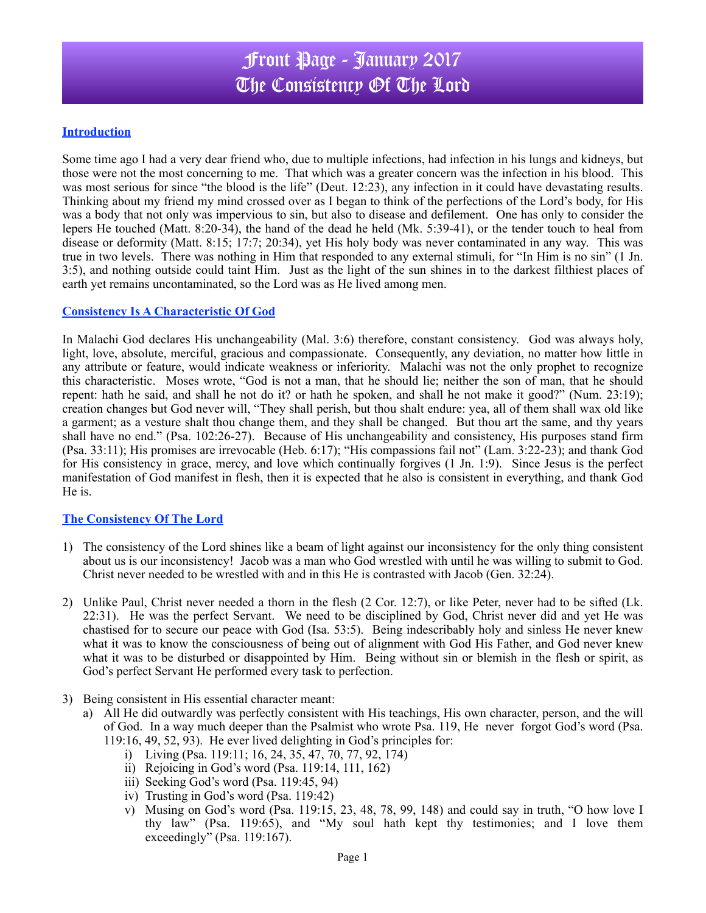# Front Page - January 2017
# The Consistency Of The Lord

## Introduction

Some time ago I had a very dear friend who, due to multiple infections, had infection in his lungs and kidneys, but those were not the most concerning to me. That which was a greater concern was the infection in his blood. This was most serious for since "the blood is the life" (Deut. 12:23), any infection in it could have devastating results. Thinking about my friend my mind crossed over as I began to think of the perfections of the Lord's body, for His was a body that not only was impervious to sin, but also to disease and defilement. One has only to consider the lepers He touched (Matt. 8:20-34), the hand of the dead he held (Mk. 5:39-41), or the tender touch to heal from disease or deformity (Matt. 8:15; 17:7; 20:34), yet His holy body was never contaminated in any way. This was true in two levels. There was nothing in Him that responded to any external stimuli, for "In Him is no sin" (1 Jn. 3:5), and nothing outside could taint Him. Just as the light of the sun shines in to the darkest filthiest places of earth yet remains uncontaminated, so the Lord was as He lived among men.

## Consistency Is A Characteristic Of God

In Malachi God declares His unchangeability (Mal. 3:6) therefore, constant consistency. God was always holy, light, love, absolute, merciful, gracious and compassionate. Consequently, any deviation, no matter how little in any attribute or feature, would indicate weakness or inferiority. Malachi was not the only prophet to recognize this characteristic. Moses wrote, "God is not a man, that he should lie; neither the son of man, that he should repent: hath he said, and shall he not do it? or hath he spoken, and shall he not make it good?" (Num. 23:19); creation changes but God never will, "They shall perish, but thou shalt endure: yea, all of them shall wax old like a garment; as a vesture shalt thou change them, and they shall be changed. But thou art the same, and thy years shall have no end." (Psa. 102:26-27). Because of His unchangeability and consistency, His purposes stand firm (Psa. 33:11); His promises are irrevocable (Heb. 6:17); "His compassions fail not" (Lam. 3:22-23); and thank God for His consistency in grace, mercy, and love which continually forgives (1 Jn. 1:9). Since Jesus is the perfect manifestation of God manifest in flesh, then it is expected that he also is consistent in everything, and thank God He is.

## The Consistency Of The Lord

1) The consistency of the Lord shines like a beam of light against our inconsistency for the only thing consistent about us is our inconsistency! Jacob was a man who God wrestled with until he was willing to submit to God. Christ never needed to be wrestled with and in this He is contrasted with Jacob (Gen. 32:24).

2) Unlike Paul, Christ never needed a thorn in the flesh (2 Cor. 12:7), or like Peter, never had to be sifted (Lk. 22:31). He was the perfect Servant. We need to be disciplined by God, Christ never did and yet He was chastised for to secure our peace with God (Isa. 53:5). Being indescribably holy and sinless He never knew what it was to know the consciousness of being out of alignment with God His Father, and God never knew what it was to be disturbed or disappointed by Him. Being without sin or blemish in the flesh or spirit, as God's perfect Servant He performed every task to perfection.

3) Being consistent in His essential character meant:
   a) All He did outwardly was perfectly consistent with His teachings, His own character, person, and the will of God. In a way much deeper than the Psalmist who wrote Psa. 119, He never forgot God's word (Psa. 119:16, 49, 52, 93). He ever lived delighting in God's principles for:
      i) Living (Psa. 119:11; 16, 24, 35, 47, 70, 77, 92, 174)
      ii) Rejoicing in God's word (Psa. 119:14, 111, 162)
      iii) Seeking God's word (Psa. 119:45, 94)
      iv) Trusting in God's word (Psa. 119:42)
      v) Musing on God's word (Psa. 119:15, 23, 48, 78, 99, 148) and could say in truth, "O how love I thy law" (Psa. 119:65), and "My soul hath kept thy testimonies; and I love them exceedingly" (Psa. 119:167).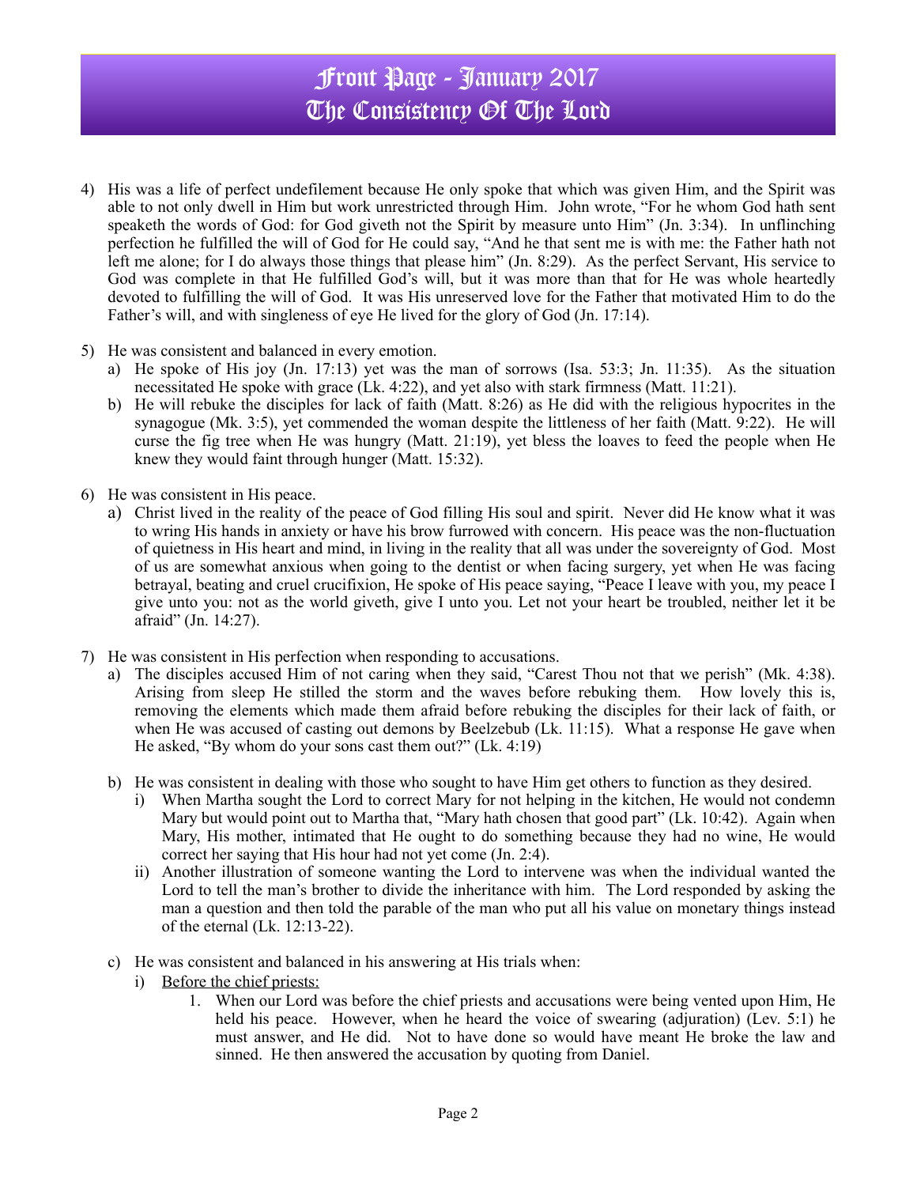4) His was a life of perfect undefilement because He only spoke that which was given Him, and the Spirit was able to not only dwell in Him but work unrestricted through Him. John wrote, "For he whom God hath sent speaketh the words of God: for God giveth not the Spirit by measure unto Him" (Jn. 3:34). In unflinching perfection he fulfilled the will of God for He could say, "And he that sent me is with me: the Father hath not left me alone; for I do always those things that please him" (Jn. 8:29). As the perfect Servant, His service to God was complete in that He fulfilled God's will, but it was more than that for He was whole heartedly devoted to fulfilling the will of God. It was His unreserved love for the Father that motivated Him to do the Father's will, and with singleness of eye He lived for the glory of God (Jn. 17:14).

5) He was consistent and balanced in every emotion.
   a) He spoke of His joy (Jn. 17:13) yet was the man of sorrows (Isa. 53:3; Jn. 11:35). As the situation necessitated He spoke with grace (Lk. 4:22), and yet also with stark firmness (Matt. 11:21).
   b) He will rebuke the disciples for lack of faith (Matt. 8:26) as He did with the religious hypocrites in the synagogue (Mk. 3:5), yet commended the woman despite the littleness of her faith (Matt. 9:22). He will curse the fig tree when He was hungry (Matt. 21:19), yet bless the loaves to feed the people when He knew they would faint through hunger (Matt. 15:32).

6) He was consistent in His peace.
   a) Christ lived in the reality of the peace of God filling His soul and spirit. Never did He know what it was to wring His hands in anxiety or have his brow furrowed with concern. His peace was the non-fluctuation of quietness in His heart and mind, in living in the reality that all was under the sovereignty of God. Most of us are somewhat anxious when going to the dentist or when facing surgery, yet when He was facing betrayal, beating and cruel crucifixion, He spoke of His peace saying, "Peace I leave with you, my peace I give unto you: not as the world giveth, give I unto you. Let not your heart be troubled, neither let it be afraid" (Jn. 14:27).

7) He was consistent in His perfection when responding to accusations.
   a) The disciples accused Him of not caring when they said, "Carest Thou not that we perish" (Mk. 4:38). Arising from sleep He stilled the storm and the waves before rebuking them. How lovely this is, removing the elements which made them afraid before rebuking the disciples for their lack of faith, or when He was accused of casting out demons by Beelzebub (Lk. 11:15). What a response He gave when He asked, "By whom do your sons cast them out?" (Lk. 4:19)

   b) He was consistent in dealing with those who sought to have Him get others to function as they desired.
      i) When Martha sought the Lord to correct Mary for not helping in the kitchen, He would not condemn Mary but would point out to Martha that, "Mary hath chosen that good part" (Lk. 10:42). Again when Mary, His mother, intimated that He ought to do something because they had no wine, He would correct her saying that His hour had not yet come (Jn. 2:4).
      ii) Another illustration of someone wanting the Lord to intervene was when the individual wanted the Lord to tell the man's brother to divide the inheritance with him. The Lord responded by asking the man a question and then told the parable of the man who put all his value on monetary things instead of the eternal (Lk. 12:13-22).

   c) He was consistent and balanced in his answering at His trials when:
      i) Before the chief priests:
         1. When our Lord was before the chief priests and accusations were being vented upon Him, He held his peace. However, when he heard the voice of swearing (adjuration) (Lev. 5:1) he must answer, and He did. Not to have done so would have meant He broke the law and sinned. He then answered the accusation by quoting from Daniel.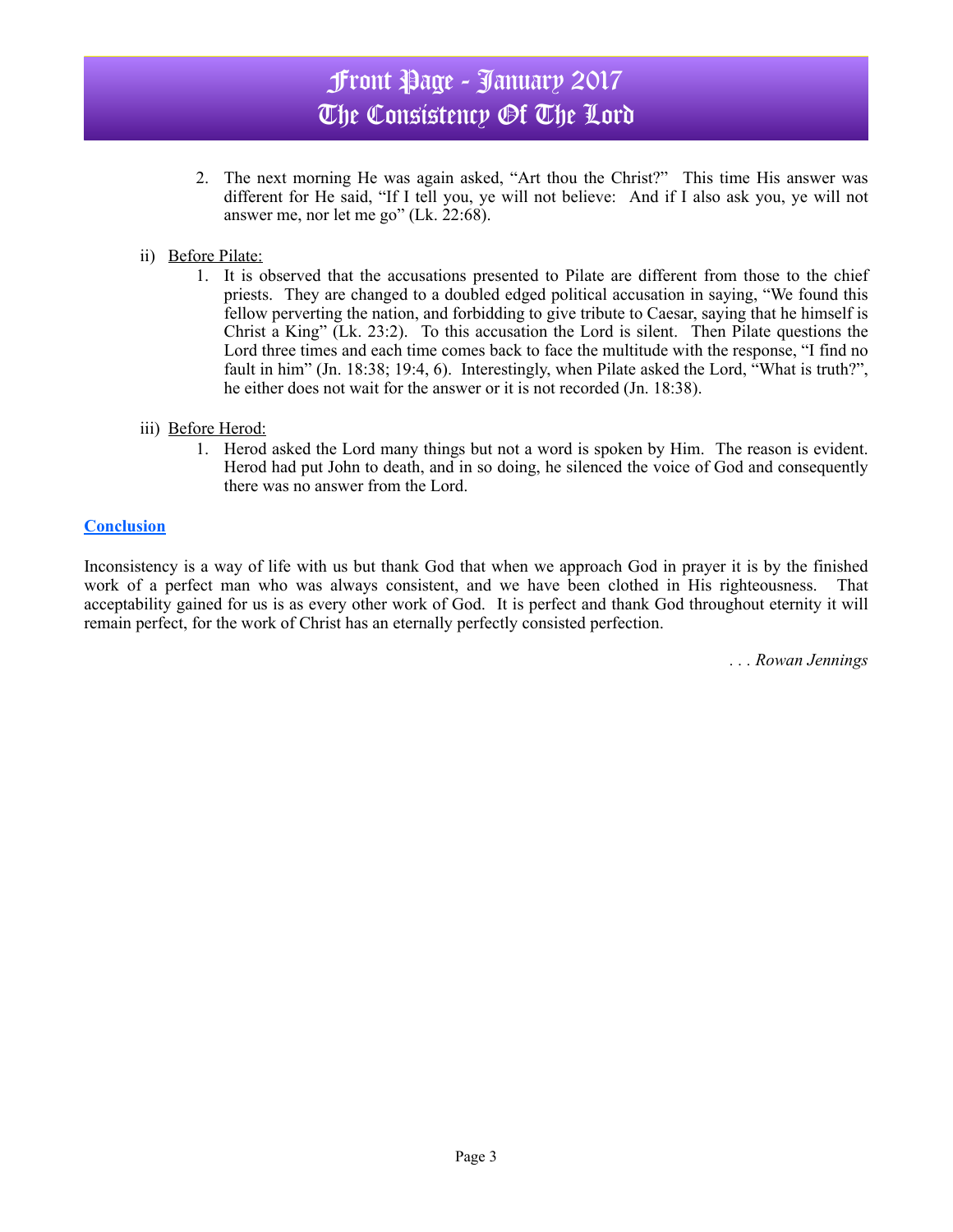2. The next morning He was again asked, “Art thou the Christ?” This time His answer was different for He said, “If I tell you, ye will not believe: And if I also ask you, ye will not answer me, nor let me go” (Lk. 22:68).

ii) Before Pilate:

1. It is observed that the accusations presented to Pilate are different from those to the chief priests. They are changed to a doubled edged political accusation in saying, “We found this fellow perverting the nation, and forbidding to give tribute to Caesar, saying that he himself is Christ a King” (Lk. 23:2). To this accusation the Lord is silent. Then Pilate questions the Lord three times and each time comes back to face the multitude with the response, “I find no fault in him” (Jn. 18:38; 19:4, 6). Interestingly, when Pilate asked the Lord, “What is truth?”, he either does not wait for the answer or it is not recorded (Jn. 18:38).

iii) Before Herod:

1. Herod asked the Lord many things but not a word is spoken by Him. The reason is evident. Herod had put John to death, and in so doing, he silenced the voice of God and consequently there was no answer from the Lord.

## Conclusion

Inconsistency is a way of life with us but thank God that when we approach God in prayer it is by the finished work of a perfect man who was always consistent, and we have been clothed in His righteousness. That acceptability gained for us is as every other work of God. It is perfect and thank God throughout eternity it will remain perfect, for the work of Christ has an eternally perfectly consisted perfection.

*. . . Rowan Jennings*